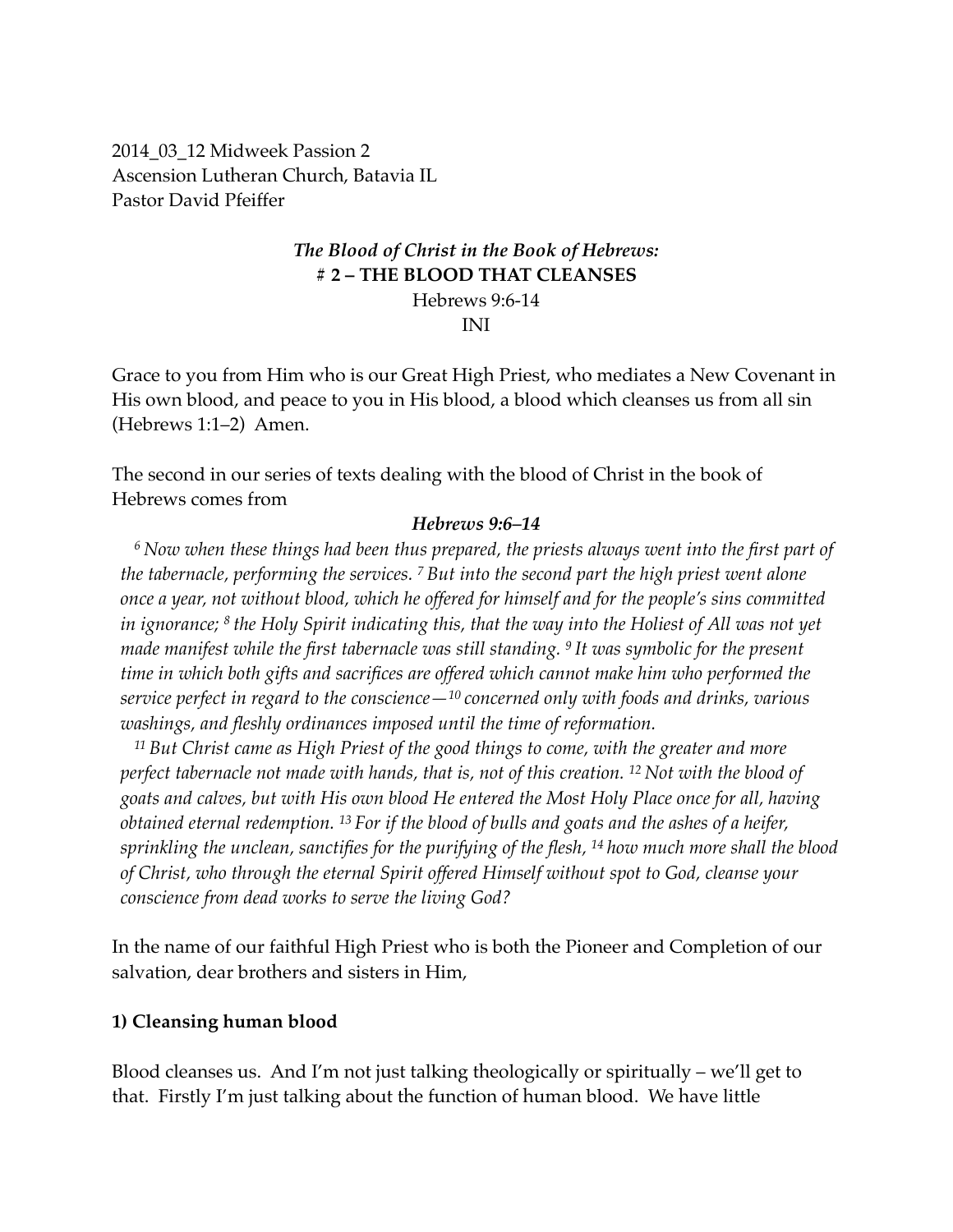2014_03_12 Midweek Passion 2
Ascension Lutheran Church, Batavia IL
Pastor David Pfeiffer

***The Blood of Christ in the Book of Hebrews:***
**# 2 – THE BLOOD THAT CLEANSES**
Hebrews 9:6-14
INI

Grace to you from Him who is our Great High Priest, who mediates a New Covenant in His own blood, and peace to you in His blood, a blood which cleanses us from all sin (Hebrews 1:1–2) Amen.

The second in our series of texts dealing with the blood of Christ in the book of Hebrews comes from

***Hebrews 9:6–14***

*6 Now when these things had been thus prepared, the priests always went into the first part of the tabernacle, performing the services. 7 But into the second part the high priest went alone once a year, not without blood, which he offered for himself and for the people's sins committed in ignorance; 8 the Holy Spirit indicating this, that the way into the Holiest of All was not yet made manifest while the first tabernacle was still standing. 9 It was symbolic for the present time in which both gifts and sacrifices are offered which cannot make him who performed the service perfect in regard to the conscience—10 concerned only with foods and drinks, various washings, and fleshly ordinances imposed until the time of reformation.*

*11 But Christ came as High Priest of the good things to come, with the greater and more perfect tabernacle not made with hands, that is, not of this creation. 12 Not with the blood of goats and calves, but with His own blood He entered the Most Holy Place once for all, having obtained eternal redemption. 13 For if the blood of bulls and goats and the ashes of a heifer, sprinkling the unclean, sanctifies for the purifying of the flesh, 14 how much more shall the blood of Christ, who through the eternal Spirit offered Himself without spot to God, cleanse your conscience from dead works to serve the living God?*

In the name of our faithful High Priest who is both the Pioneer and Completion of our salvation, dear brothers and sisters in Him,

**1) Cleansing human blood**

Blood cleanses us. And I'm not just talking theologically or spiritually – we'll get to that. Firstly I'm just talking about the function of human blood. We have little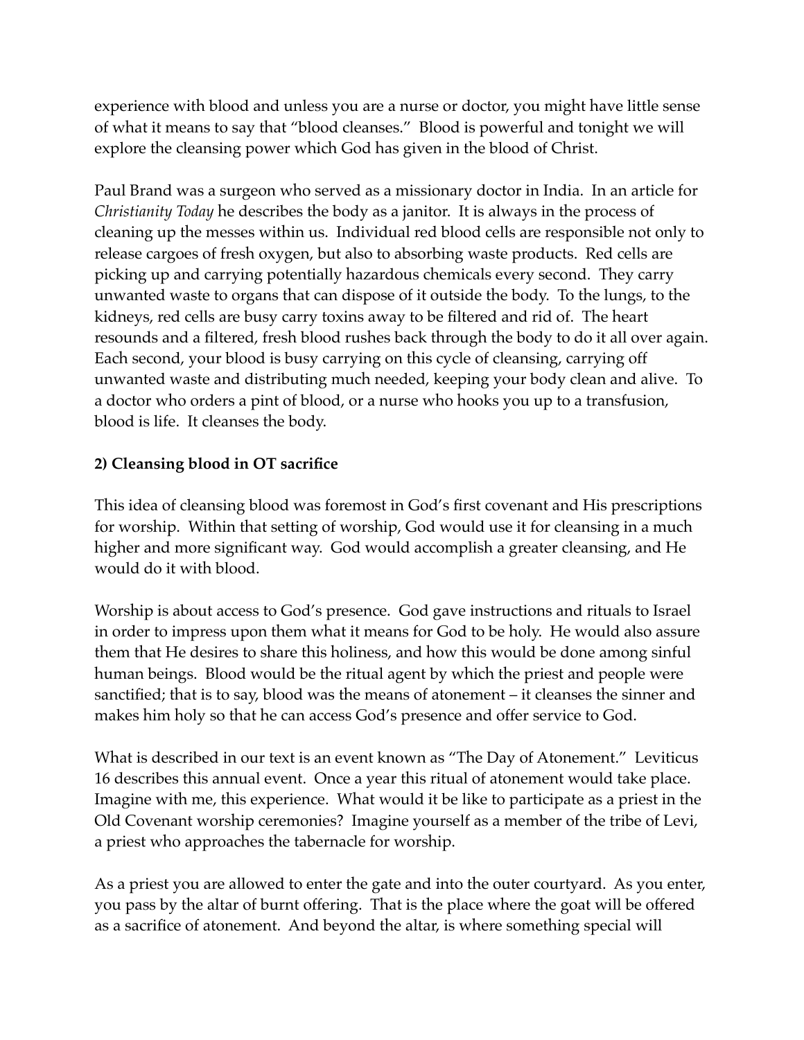experience with blood and unless you are a nurse or doctor, you might have little sense of what it means to say that "blood cleanses." Blood is powerful and tonight we will explore the cleansing power which God has given in the blood of Christ.

Paul Brand was a surgeon who served as a missionary doctor in India. In an article for *Christianity Today* he describes the body as a janitor. It is always in the process of cleaning up the messes within us. Individual red blood cells are responsible not only to release cargoes of fresh oxygen, but also to absorbing waste products. Red cells are picking up and carrying potentially hazardous chemicals every second. They carry unwanted waste to organs that can dispose of it outside the body. To the lungs, to the kidneys, red cells are busy carry toxins away to be filtered and rid of. The heart resounds and a filtered, fresh blood rushes back through the body to do it all over again. Each second, your blood is busy carrying on this cycle of cleansing, carrying off unwanted waste and distributing much needed, keeping your body clean and alive. To a doctor who orders a pint of blood, or a nurse who hooks you up to a transfusion, blood is life. It cleanses the body.

**2) Cleansing blood in OT sacrifice**

This idea of cleansing blood was foremost in God's first covenant and His prescriptions for worship. Within that setting of worship, God would use it for cleansing in a much higher and more significant way. God would accomplish a greater cleansing, and He would do it with blood.

Worship is about access to God's presence. God gave instructions and rituals to Israel in order to impress upon them what it means for God to be holy. He would also assure them that He desires to share this holiness, and how this would be done among sinful human beings. Blood would be the ritual agent by which the priest and people were sanctified; that is to say, blood was the means of atonement – it cleanses the sinner and makes him holy so that he can access God's presence and offer service to God.

What is described in our text is an event known as "The Day of Atonement." Leviticus 16 describes this annual event. Once a year this ritual of atonement would take place. Imagine with me, this experience. What would it be like to participate as a priest in the Old Covenant worship ceremonies? Imagine yourself as a member of the tribe of Levi, a priest who approaches the tabernacle for worship.

As a priest you are allowed to enter the gate and into the outer courtyard. As you enter, you pass by the altar of burnt offering. That is the place where the goat will be offered as a sacrifice of atonement. And beyond the altar, is where something special will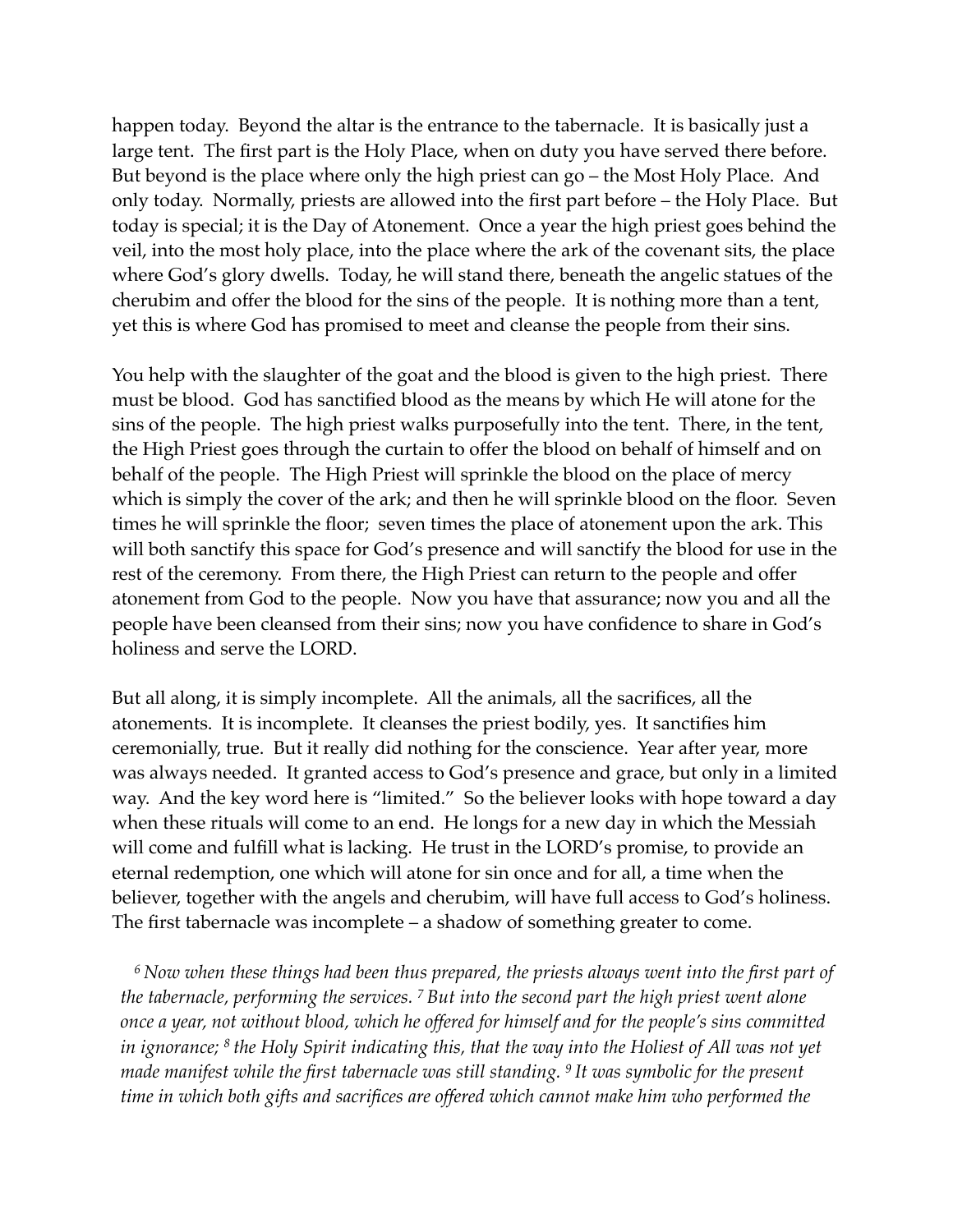happen today. Beyond the altar is the entrance to the tabernacle. It is basically just a large tent. The first part is the Holy Place, when on duty you have served there before. But beyond is the place where only the high priest can go – the Most Holy Place. And only today. Normally, priests are allowed into the first part before – the Holy Place. But today is special; it is the Day of Atonement. Once a year the high priest goes behind the veil, into the most holy place, into the place where the ark of the covenant sits, the place where God's glory dwells. Today, he will stand there, beneath the angelic statues of the cherubim and offer the blood for the sins of the people. It is nothing more than a tent, yet this is where God has promised to meet and cleanse the people from their sins.

You help with the slaughter of the goat and the blood is given to the high priest. There must be blood. God has sanctified blood as the means by which He will atone for the sins of the people. The high priest walks purposefully into the tent. There, in the tent, the High Priest goes through the curtain to offer the blood on behalf of himself and on behalf of the people. The High Priest will sprinkle the blood on the place of mercy which is simply the cover of the ark; and then he will sprinkle blood on the floor. Seven times he will sprinkle the floor; seven times the place of atonement upon the ark. This will both sanctify this space for God's presence and will sanctify the blood for use in the rest of the ceremony. From there, the High Priest can return to the people and offer atonement from God to the people. Now you have that assurance; now you and all the people have been cleansed from their sins; now you have confidence to share in God's holiness and serve the LORD.

But all along, it is simply incomplete. All the animals, all the sacrifices, all the atonements. It is incomplete. It cleanses the priest bodily, yes. It sanctifies him ceremonially, true. But it really did nothing for the conscience. Year after year, more was always needed. It granted access to God's presence and grace, but only in a limited way. And the key word here is "limited." So the believer looks with hope toward a day when these rituals will come to an end. He longs for a new day in which the Messiah will come and fulfill what is lacking. He trust in the LORD's promise, to provide an eternal redemption, one which will atone for sin once and for all, a time when the believer, together with the angels and cherubim, will have full access to God's holiness. The first tabernacle was incomplete – a shadow of something greater to come.

> *[6] Now when these things had been thus prepared, the priests always went into the first part of the tabernacle, performing the services. [7] But into the second part the high priest went alone once a year, not without blood, which he offered for himself and for the people's sins committed in ignorance; [8] the Holy Spirit indicating this, that the way into the Holiest of All was not yet made manifest while the first tabernacle was still standing. [9] It was symbolic for the present time in which both gifts and sacrifices are offered which cannot make him who performed the*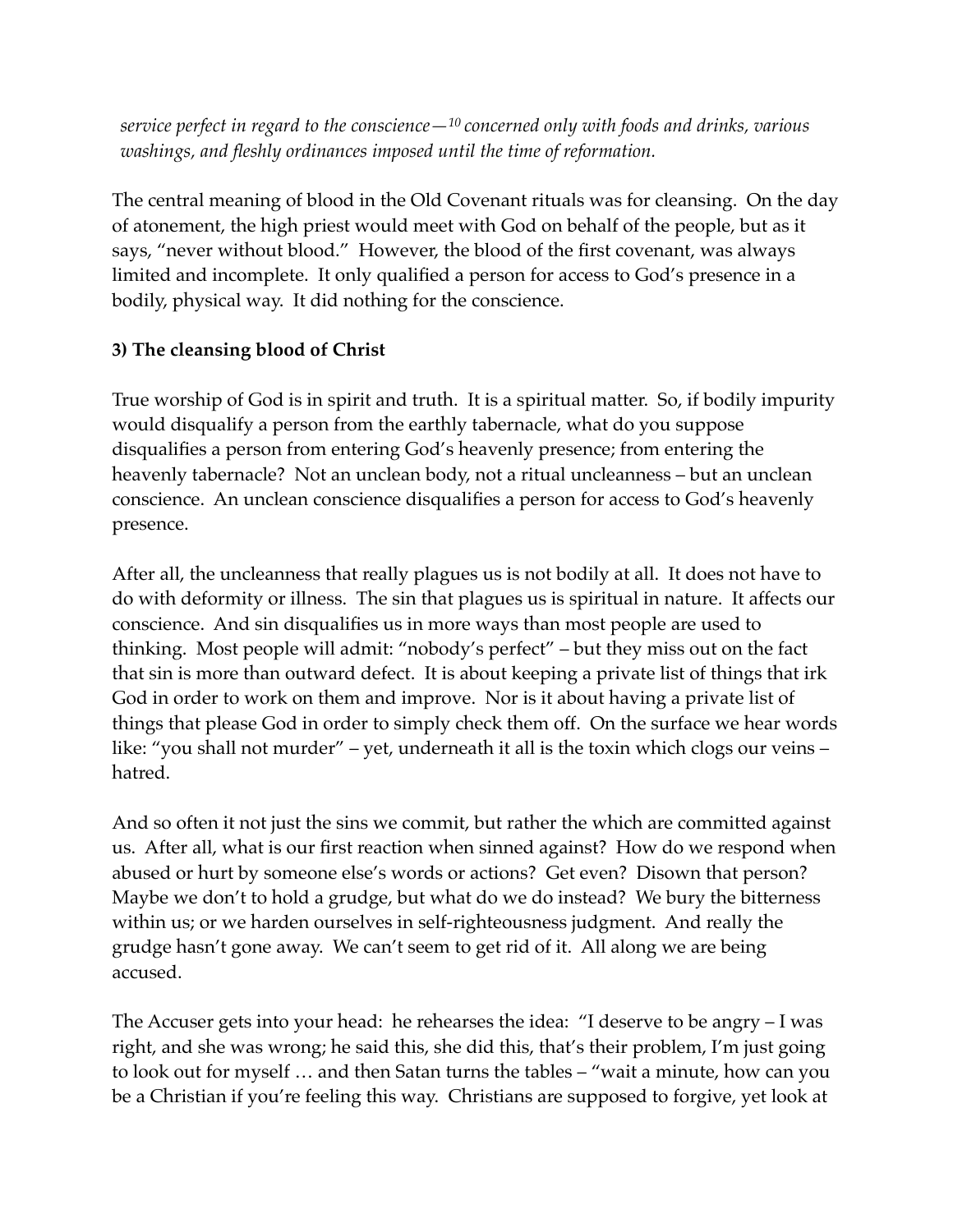*service perfect in regard to the conscience—[10] concerned only with foods and drinks, various washings, and fleshly ordinances imposed until the time of reformation.*

The central meaning of blood in the Old Covenant rituals was for cleansing. On the day of atonement, the high priest would meet with God on behalf of the people, but as it says, "never without blood." However, the blood of the first covenant, was always limited and incomplete. It only qualified a person for access to God's presence in a bodily, physical way. It did nothing for the conscience.

**3) The cleansing blood of Christ**

True worship of God is in spirit and truth. It is a spiritual matter. So, if bodily impurity would disqualify a person from the earthly tabernacle, what do you suppose disqualifies a person from entering God's heavenly presence; from entering the heavenly tabernacle? Not an unclean body, not a ritual uncleanness – but an unclean conscience. An unclean conscience disqualifies a person for access to God's heavenly presence.

After all, the uncleanness that really plagues us is not bodily at all. It does not have to do with deformity or illness. The sin that plagues us is spiritual in nature. It affects our conscience. And sin disqualifies us in more ways than most people are used to thinking. Most people will admit: "nobody's perfect" – but they miss out on the fact that sin is more than outward defect. It is about keeping a private list of things that irk God in order to work on them and improve. Nor is it about having a private list of things that please God in order to simply check them off. On the surface we hear words like: "you shall not murder" – yet, underneath it all is the toxin which clogs our veins – hatred.

And so often it not just the sins we commit, but rather the which are committed against us. After all, what is our first reaction when sinned against? How do we respond when abused or hurt by someone else's words or actions? Get even? Disown that person? Maybe we don't to hold a grudge, but what do we do instead? We bury the bitterness within us; or we harden ourselves in self-righteousness judgment. And really the grudge hasn't gone away. We can't seem to get rid of it. All along we are being accused.

The Accuser gets into your head: he rehearses the idea: "I deserve to be angry – I was right, and she was wrong; he said this, she did this, that's their problem, I'm just going to look out for myself … and then Satan turns the tables – "wait a minute, how can you be a Christian if you're feeling this way. Christians are supposed to forgive, yet look at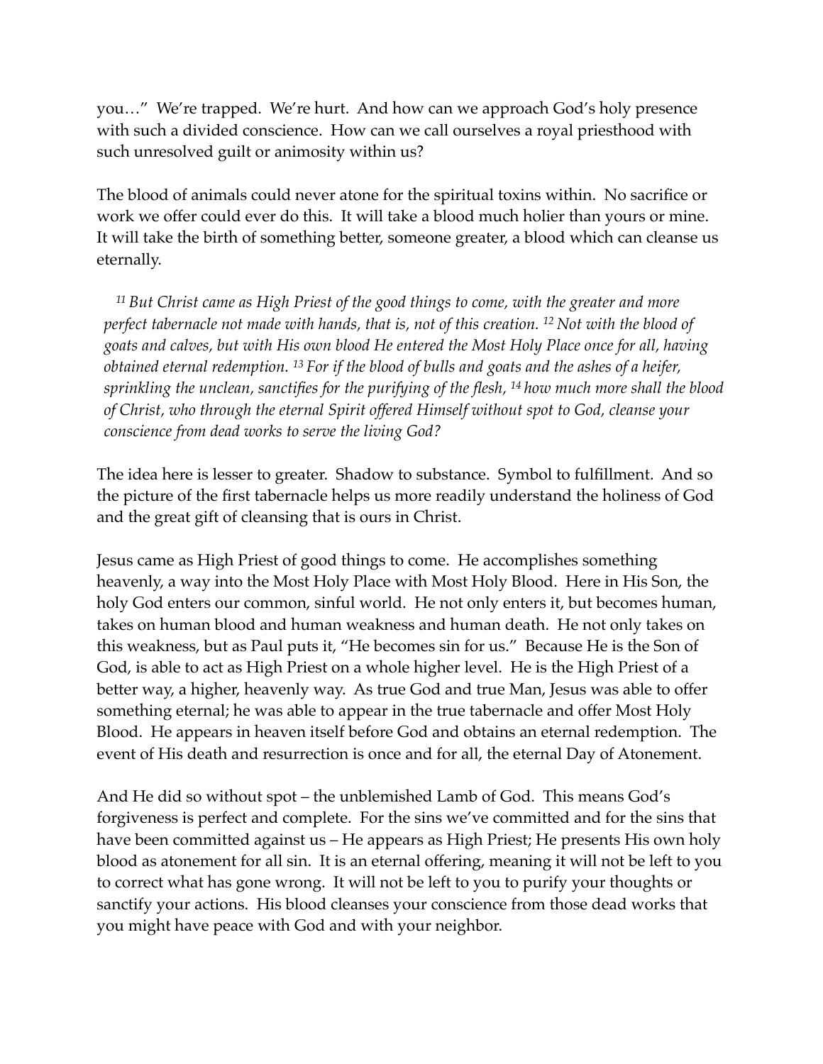you…" We're trapped. We're hurt. And how can we approach God's holy presence with such a divided conscience. How can we call ourselves a royal priesthood with such unresolved guilt or animosity within us?

The blood of animals could never atone for the spiritual toxins within. No sacrifice or work we offer could ever do this. It will take a blood much holier than yours or mine. It will take the birth of something better, someone greater, a blood which can cleanse us eternally.

> [11] *But Christ came as High Priest of the good things to come, with the greater and more perfect tabernacle not made with hands, that is, not of this creation.* [12] *Not with the blood of goats and calves, but with His own blood He entered the Most Holy Place once for all, having obtained eternal redemption.* [13] *For if the blood of bulls and goats and the ashes of a heifer, sprinkling the unclean, sanctifies for the purifying of the flesh,* [14] *how much more shall the blood of Christ, who through the eternal Spirit offered Himself without spot to God, cleanse your conscience from dead works to serve the living God?*

The idea here is lesser to greater. Shadow to substance. Symbol to fulfillment. And so the picture of the first tabernacle helps us more readily understand the holiness of God and the great gift of cleansing that is ours in Christ.

Jesus came as High Priest of good things to come. He accomplishes something heavenly, a way into the Most Holy Place with Most Holy Blood. Here in His Son, the holy God enters our common, sinful world. He not only enters it, but becomes human, takes on human blood and human weakness and human death. He not only takes on this weakness, but as Paul puts it, "He becomes sin for us." Because He is the Son of God, is able to act as High Priest on a whole higher level. He is the High Priest of a better way, a higher, heavenly way. As true God and true Man, Jesus was able to offer something eternal; he was able to appear in the true tabernacle and offer Most Holy Blood. He appears in heaven itself before God and obtains an eternal redemption. The event of His death and resurrection is once and for all, the eternal Day of Atonement.

And He did so without spot – the unblemished Lamb of God. This means God's forgiveness is perfect and complete. For the sins we've committed and for the sins that have been committed against us – He appears as High Priest; He presents His own holy blood as atonement for all sin. It is an eternal offering, meaning it will not be left to you to correct what has gone wrong. It will not be left to you to purify your thoughts or sanctify your actions. His blood cleanses your conscience from those dead works that you might have peace with God and with your neighbor.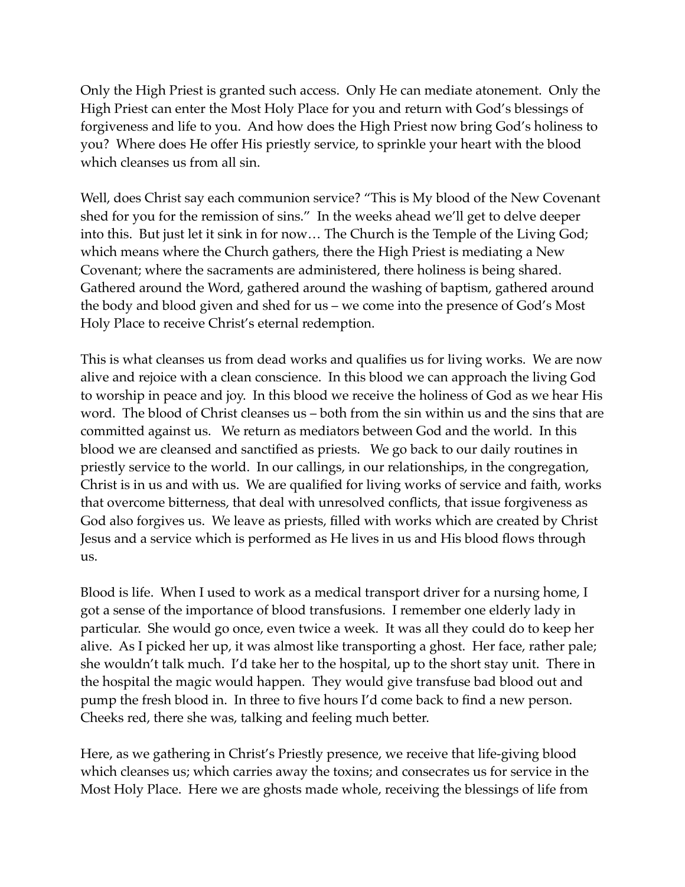Only the High Priest is granted such access. Only He can mediate atonement. Only the High Priest can enter the Most Holy Place for you and return with God's blessings of forgiveness and life to you. And how does the High Priest now bring God's holiness to you? Where does He offer His priestly service, to sprinkle your heart with the blood which cleanses us from all sin.

Well, does Christ say each communion service? "This is My blood of the New Covenant shed for you for the remission of sins." In the weeks ahead we'll get to delve deeper into this. But just let it sink in for now… The Church is the Temple of the Living God; which means where the Church gathers, there the High Priest is mediating a New Covenant; where the sacraments are administered, there holiness is being shared. Gathered around the Word, gathered around the washing of baptism, gathered around the body and blood given and shed for us – we come into the presence of God's Most Holy Place to receive Christ's eternal redemption.

This is what cleanses us from dead works and qualifies us for living works. We are now alive and rejoice with a clean conscience. In this blood we can approach the living God to worship in peace and joy. In this blood we receive the holiness of God as we hear His word. The blood of Christ cleanses us – both from the sin within us and the sins that are committed against us. We return as mediators between God and the world. In this blood we are cleansed and sanctified as priests. We go back to our daily routines in priestly service to the world. In our callings, in our relationships, in the congregation, Christ is in us and with us. We are qualified for living works of service and faith, works that overcome bitterness, that deal with unresolved conflicts, that issue forgiveness as God also forgives us. We leave as priests, filled with works which are created by Christ Jesus and a service which is performed as He lives in us and His blood flows through us.

Blood is life. When I used to work as a medical transport driver for a nursing home, I got a sense of the importance of blood transfusions. I remember one elderly lady in particular. She would go once, even twice a week. It was all they could do to keep her alive. As I picked her up, it was almost like transporting a ghost. Her face, rather pale; she wouldn't talk much. I'd take her to the hospital, up to the short stay unit. There in the hospital the magic would happen. They would give transfuse bad blood out and pump the fresh blood in. In three to five hours I'd come back to find a new person. Cheeks red, there she was, talking and feeling much better.

Here, as we gathering in Christ's Priestly presence, we receive that life-giving blood which cleanses us; which carries away the toxins; and consecrates us for service in the Most Holy Place. Here we are ghosts made whole, receiving the blessings of life from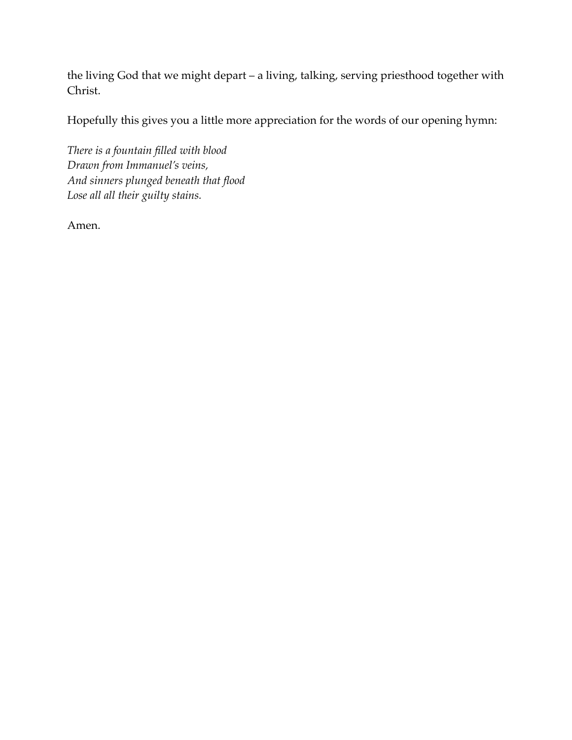the living God that we might depart – a living, talking, serving priesthood together with Christ.

Hopefully this gives you a little more appreciation for the words of our opening hymn:

*There is a fountain filled with blood*
*Drawn from Immanuel's veins,*
*And sinners plunged beneath that flood*
*Lose all all their guilty stains.*

Amen.